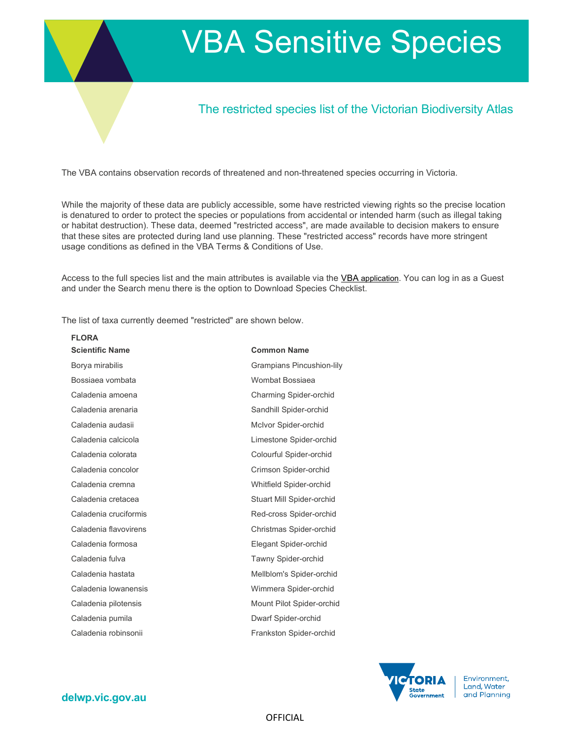# VBA Sensitive Species

## The restricted species list of the Victorian Biodiversity Atlas

The VBA contains observation records of threatened and non-threatened species occurring in Victoria.

While the majority of these data are publicly accessible, some have restricted viewing rights so the precise location is denatured to order to protect the species or populations from accidental or intended harm (such as illegal taking or habitat destruction). These data, deemed "restricted access", are made available to decision makers to ensure that these sites are protected during land use planning. These "restricted access" records have more stringent usage conditions as defined in the VBA Terms & Conditions of Use.

Access to the full species list and the main attributes is available via the VBA application. You can log in as a Guest and under the Search menu there is the option to Download Species Checklist.

The list of taxa currently deemed "restricted" are shown below.

**FLORA**

| Scientific Name | Common Name |
|---|---|
| Borya mirabilis | Grampians Pincushion-lily |
| Bossiaea vombata | Wombat Bossiaea |
| Caladenia amoena | Charming Spider-orchid |
| Caladenia arenaria | Sandhill Spider-orchid |
| Caladenia audasii | McIvor Spider-orchid |
| Caladenia calcicola | Limestone Spider-orchid |
| Caladenia colorata | Colourful Spider-orchid |
| Caladenia concolor | Crimson Spider-orchid |
| Caladenia cremna | Whitfield Spider-orchid |
| Caladenia cretacea | Stuart Mill Spider-orchid |
| Caladenia cruciformis | Red-cross Spider-orchid |
| Caladenia flavovirens | Christmas Spider-orchid |
| Caladenia formosa | Elegant Spider-orchid |
| Caladenia fulva | Tawny Spider-orchid |
| Caladenia hastata | Mellblom's Spider-orchid |
| Caladenia lowanensis | Wimmera Spider-orchid |
| Caladenia pilotensis | Mount Pilot Spider-orchid |
| Caladenia pumila | Dwarf Spider-orchid |
| Caladenia robinsonii | Frankston Spider-orchid |

delwp.vic.gov.au

OFFICIAL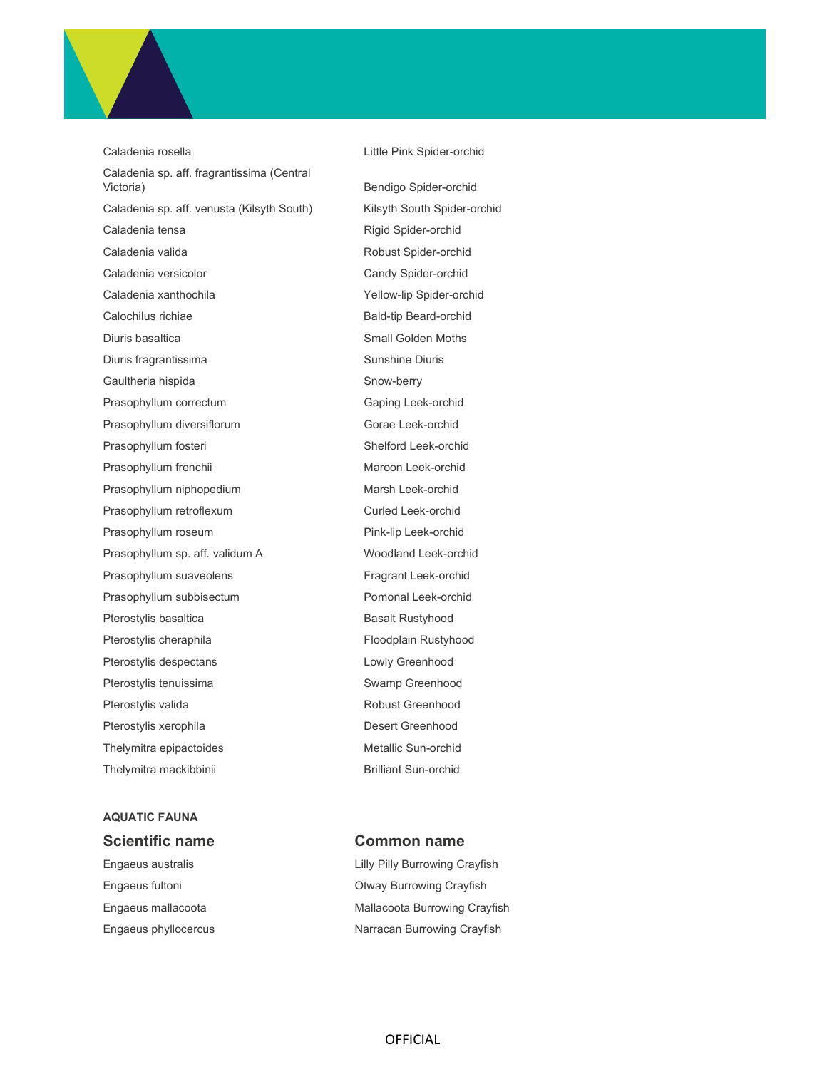| Scientific name | Common name |
|---|---|
| Caladenia rosella | Little Pink Spider-orchid |
| Caladenia sp. aff. fragrantissima (Central Victoria) | Bendigo Spider-orchid |
| Caladenia sp. aff. venusta (Kilsyth South) | Kilsyth South Spider-orchid |
| Caladenia tensa | Rigid Spider-orchid |
| Caladenia valida | Robust Spider-orchid |
| Caladenia versicolor | Candy Spider-orchid |
| Caladenia xanthochila | Yellow-lip Spider-orchid |
| Calochilus richiae | Bald-tip Beard-orchid |
| Diuris basaltica | Small Golden Moths |
| Diuris fragrantissima | Sunshine Diuris |
| Gaultheria hispida | Snow-berry |
| Prasophyllum correctum | Gaping Leek-orchid |
| Prasophyllum diversiflorum | Gorae Leek-orchid |
| Prasophyllum fosteri | Shelford Leek-orchid |
| Prasophyllum frenchii | Maroon Leek-orchid |
| Prasophyllum niphopedium | Marsh Leek-orchid |
| Prasophyllum retroflexum | Curled Leek-orchid |
| Prasophyllum roseum | Pink-lip Leek-orchid |
| Prasophyllum sp. aff. validum A | Woodland Leek-orchid |
| Prasophyllum suaveolens | Fragrant Leek-orchid |
| Prasophyllum subbisectum | Pomonal Leek-orchid |
| Pterostylis basaltica | Basalt Rustyhood |
| Pterostylis cheraphila | Floodplain Rustyhood |
| Pterostylis despectans | Lowly Greenhood |
| Pterostylis tenuissima | Swamp Greenhood |
| Pterostylis valida | Robust Greenhood |
| Pterostylis xerophila | Desert Greenhood |
| Thelymitra epipactoides | Metallic Sun-orchid |
| Thelymitra mackibbinii | Brilliant Sun-orchid |

#### AQUATIC FAUNA

| Scientific name | Common name |
|---|---|
| Engaeus australis | Lilly Pilly Burrowing Crayfish |
| Engaeus fultoni | Otway Burrowing Crayfish |
| Engaeus mallacoota | Mallacoota Burrowing Crayfish |
| Engaeus phyllocercus | Narracan Burrowing Crayfish |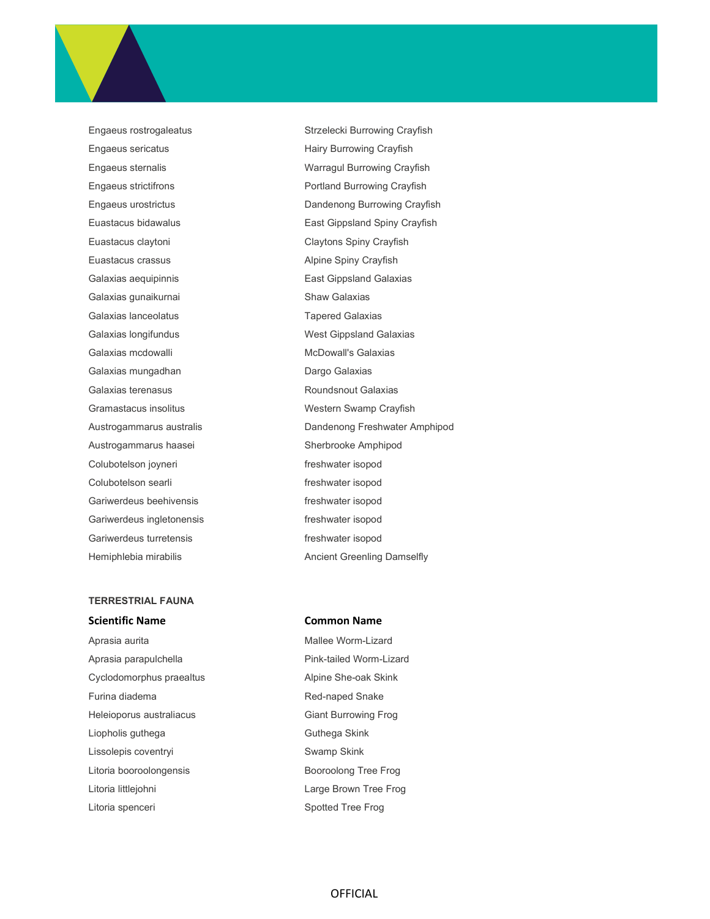| Scientific Name | Common Name |
|---|---|
| Engaeus rostrogaleatus | Strzelecki Burrowing Crayfish |
| Engaeus sericatus | Hairy Burrowing Crayfish |
| Engaeus sternalis | Warragul Burrowing Crayfish |
| Engaeus strictifrons | Portland Burrowing Crayfish |
| Engaeus urostrictus | Dandenong Burrowing Crayfish |
| Euastacus bidawalus | East Gippsland Spiny Crayfish |
| Euastacus claytoni | Claytons Spiny Crayfish |
| Euastacus crassus | Alpine Spiny Crayfish |
| Galaxias aequipinnis | East Gippsland Galaxias |
| Galaxias gunaikurnai | Shaw Galaxias |
| Galaxias lanceolatus | Tapered Galaxias |
| Galaxias longifundus | West Gippsland Galaxias |
| Galaxias mcdowalli | McDowall's Galaxias |
| Galaxias mungadhan | Dargo Galaxias |
| Galaxias terenasus | Roundsnout Galaxias |
| Gramastacus insolitus | Western Swamp Crayfish |
| Austrogammarus australis | Dandenong Freshwater Amphipod |
| Austrogammarus haasei | Sherbrooke Amphipod |
| Colubotelson joyneri | freshwater isopod |
| Colubotelson searli | freshwater isopod |
| Gariwerdeus beehivensis | freshwater isopod |
| Gariwerdeus ingletonensis | freshwater isopod |
| Gariwerdeus turretensis | freshwater isopod |
| Hemiphlebia mirabilis | Ancient Greenling Damselfly |

### TERRESTRIAL FAUNA

| Scientific Name | Common Name |
|---|---|
| Aprasia aurita | Mallee Worm-Lizard |
| Aprasia parapulchella | Pink-tailed Worm-Lizard |
| Cyclodomorphus praealtus | Alpine She-oak Skink |
| Furina diadema | Red-naped Snake |
| Heleioporus australiacus | Giant Burrowing Frog |
| Liopholis guthega | Guthega Skink |
| Lissolepis coventryi | Swamp Skink |
| Litoria booroolongensis | Booroolong Tree Frog |
| Litoria littlejohni | Large Brown Tree Frog |
| Litoria spenceri | Spotted Tree Frog |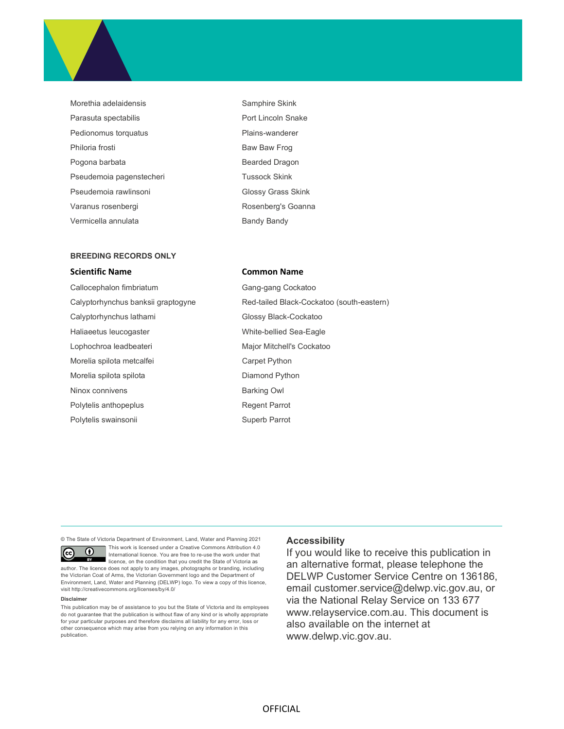| | |
|---|---|
| Morethia adelaidensis | Samphire Skink |
| Parasuta spectabilis | Port Lincoln Snake |
| Pedionomus torquatus | Plains-wanderer |
| Philoria frosti | Baw Baw Frog |
| Pogona barbata | Bearded Dragon |
| Pseudemoia pagenstecheri | Tussock Skink |
| Pseudemoia rawlinsoni | Glossy Grass Skink |
| Varanus rosenbergi | Rosenberg's Goanna |
| Vermicella annulata | Bandy Bandy |

**BREEDING RECORDS ONLY**

| Scientific Name | Common Name |
|---|---|
| Callocephalon fimbriatum | Gang-gang Cockatoo |
| Calyptorhynchus banksii graptogyne | Red-tailed Black-Cockatoo (south-eastern) |
| Calyptorhynchus lathami | Glossy Black-Cockatoo |
| Haliaeetus leucogaster | White-bellied Sea-Eagle |
| Lophochroa leadbeateri | Major Mitchell's Cockatoo |
| Morelia spilota metcalfei | Carpet Python |
| Morelia spilota spilota | Diamond Python |
| Ninox connivens | Barking Owl |
| Polytelis anthopeplus | Regent Parrot |
| Polytelis swainsonii | Superb Parrot |

© The State of Victoria Department of Environment, Land, Water and Planning 2021

This work is licensed under a Creative Commons Attribution 4.0 International licence. You are free to re-use the work under that licence, on the condition that you credit the State of Victoria as author. The licence does not apply to any images, photographs or branding, including the Victorian Coat of Arms, the Victorian Government logo and the Department of Environment, Land, Water and Planning (DELWP) logo. To view a copy of this licence, visit http://creativecommons.org/licenses/by/4.0/

**Disclaimer**

This publication may be of assistance to you but the State of Victoria and its employees do not guarantee that the publication is without flaw of any kind or is wholly appropriate for your particular purposes and therefore disclaims all liability for any error, loss or other consequence which may arise from you relying on any information in this publication.

**Accessibility**

If you would like to receive this publication in an alternative format, please telephone the DELWP Customer Service Centre on 136186, email customer.service@delwp.vic.gov.au, or via the National Relay Service on 133 677 www.relayservice.com.au. This document is also available on the internet at www.delwp.vic.gov.au.

OFFICIAL